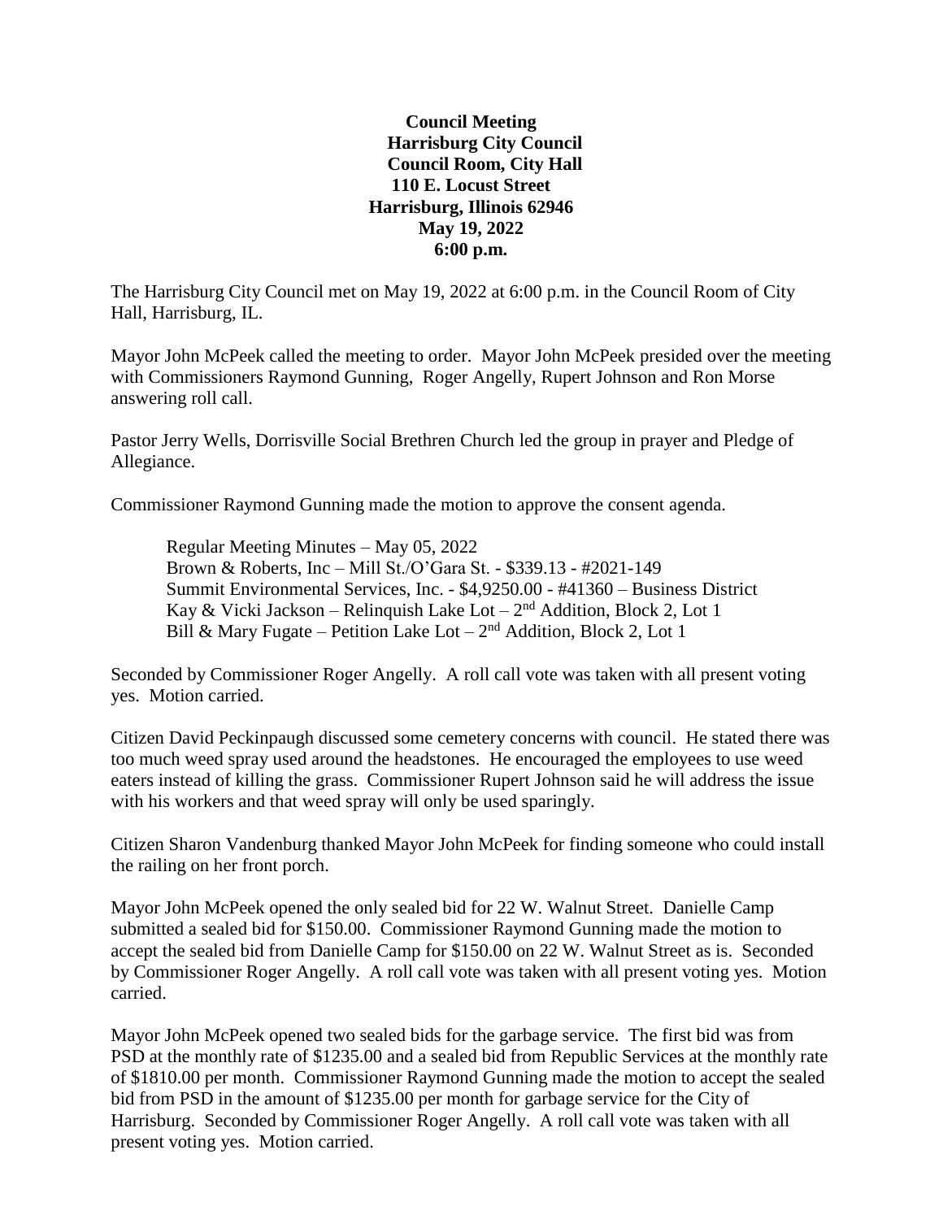**Council Meeting**
**Harrisburg City Council**
**Council Room, City Hall**
**110 E. Locust Street**
**Harrisburg, Illinois 62946**
**May 19, 2022**
**6:00 p.m.**

The Harrisburg City Council met on May 19, 2022 at 6:00 p.m. in the Council Room of City Hall, Harrisburg, IL.

Mayor John McPeek called the meeting to order. Mayor John McPeek presided over the meeting with Commissioners Raymond Gunning, Roger Angelly, Rupert Johnson and Ron Morse answering roll call.

Pastor Jerry Wells, Dorrisville Social Brethren Church led the group in prayer and Pledge of Allegiance.

Commissioner Raymond Gunning made the motion to approve the consent agenda.

Regular Meeting Minutes – May 05, 2022
Brown & Roberts, Inc – Mill St./O'Gara St. - $339.13 - #2021-149
Summit Environmental Services, Inc. - $4,9250.00 - #41360 – Business District
Kay & Vicki Jackson – Relinquish Lake Lot – 2nd Addition, Block 2, Lot 1
Bill & Mary Fugate – Petition Lake Lot – 2nd Addition, Block 2, Lot 1

Seconded by Commissioner Roger Angelly. A roll call vote was taken with all present voting yes. Motion carried.

Citizen David Peckinpaugh discussed some cemetery concerns with council. He stated there was too much weed spray used around the headstones. He encouraged the employees to use weed eaters instead of killing the grass. Commissioner Rupert Johnson said he will address the issue with his workers and that weed spray will only be used sparingly.

Citizen Sharon Vandenburg thanked Mayor John McPeek for finding someone who could install the railing on her front porch.

Mayor John McPeek opened the only sealed bid for 22 W. Walnut Street. Danielle Camp submitted a sealed bid for $150.00. Commissioner Raymond Gunning made the motion to accept the sealed bid from Danielle Camp for $150.00 on 22 W. Walnut Street as is. Seconded by Commissioner Roger Angelly. A roll call vote was taken with all present voting yes. Motion carried.

Mayor John McPeek opened two sealed bids for the garbage service. The first bid was from PSD at the monthly rate of $1235.00 and a sealed bid from Republic Services at the monthly rate of $1810.00 per month. Commissioner Raymond Gunning made the motion to accept the sealed bid from PSD in the amount of $1235.00 per month for garbage service for the City of Harrisburg. Seconded by Commissioner Roger Angelly. A roll call vote was taken with all present voting yes. Motion carried.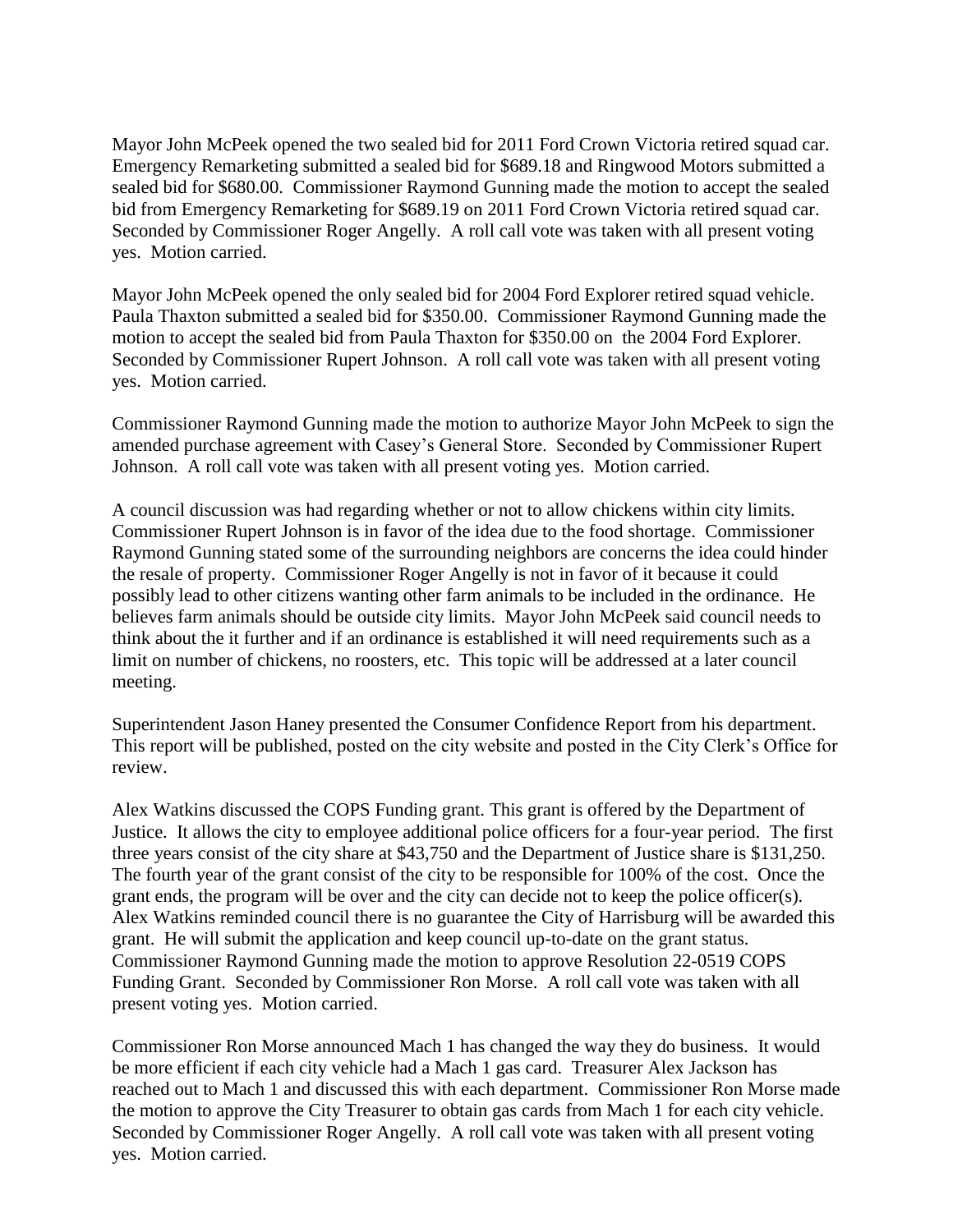Mayor John McPeek opened the two sealed bid for 2011 Ford Crown Victoria retired squad car. Emergency Remarketing submitted a sealed bid for $689.18 and Ringwood Motors submitted a sealed bid for $680.00. Commissioner Raymond Gunning made the motion to accept the sealed bid from Emergency Remarketing for $689.19 on 2011 Ford Crown Victoria retired squad car. Seconded by Commissioner Roger Angelly. A roll call vote was taken with all present voting yes. Motion carried.

Mayor John McPeek opened the only sealed bid for 2004 Ford Explorer retired squad vehicle. Paula Thaxton submitted a sealed bid for $350.00. Commissioner Raymond Gunning made the motion to accept the sealed bid from Paula Thaxton for $350.00 on the 2004 Ford Explorer. Seconded by Commissioner Rupert Johnson. A roll call vote was taken with all present voting yes. Motion carried.

Commissioner Raymond Gunning made the motion to authorize Mayor John McPeek to sign the amended purchase agreement with Casey's General Store. Seconded by Commissioner Rupert Johnson. A roll call vote was taken with all present voting yes. Motion carried.

A council discussion was had regarding whether or not to allow chickens within city limits. Commissioner Rupert Johnson is in favor of the idea due to the food shortage. Commissioner Raymond Gunning stated some of the surrounding neighbors are concerns the idea could hinder the resale of property. Commissioner Roger Angelly is not in favor of it because it could possibly lead to other citizens wanting other farm animals to be included in the ordinance. He believes farm animals should be outside city limits. Mayor John McPeek said council needs to think about the it further and if an ordinance is established it will need requirements such as a limit on number of chickens, no roosters, etc. This topic will be addressed at a later council meeting.

Superintendent Jason Haney presented the Consumer Confidence Report from his department. This report will be published, posted on the city website and posted in the City Clerk's Office for review.

Alex Watkins discussed the COPS Funding grant. This grant is offered by the Department of Justice. It allows the city to employee additional police officers for a four-year period. The first three years consist of the city share at $43,750 and the Department of Justice share is $131,250. The fourth year of the grant consist of the city to be responsible for 100% of the cost. Once the grant ends, the program will be over and the city can decide not to keep the police officer(s). Alex Watkins reminded council there is no guarantee the City of Harrisburg will be awarded this grant. He will submit the application and keep council up-to-date on the grant status. Commissioner Raymond Gunning made the motion to approve Resolution 22-0519 COPS Funding Grant. Seconded by Commissioner Ron Morse. A roll call vote was taken with all present voting yes. Motion carried.

Commissioner Ron Morse announced Mach 1 has changed the way they do business. It would be more efficient if each city vehicle had a Mach 1 gas card. Treasurer Alex Jackson has reached out to Mach 1 and discussed this with each department. Commissioner Ron Morse made the motion to approve the City Treasurer to obtain gas cards from Mach 1 for each city vehicle. Seconded by Commissioner Roger Angelly. A roll call vote was taken with all present voting yes. Motion carried.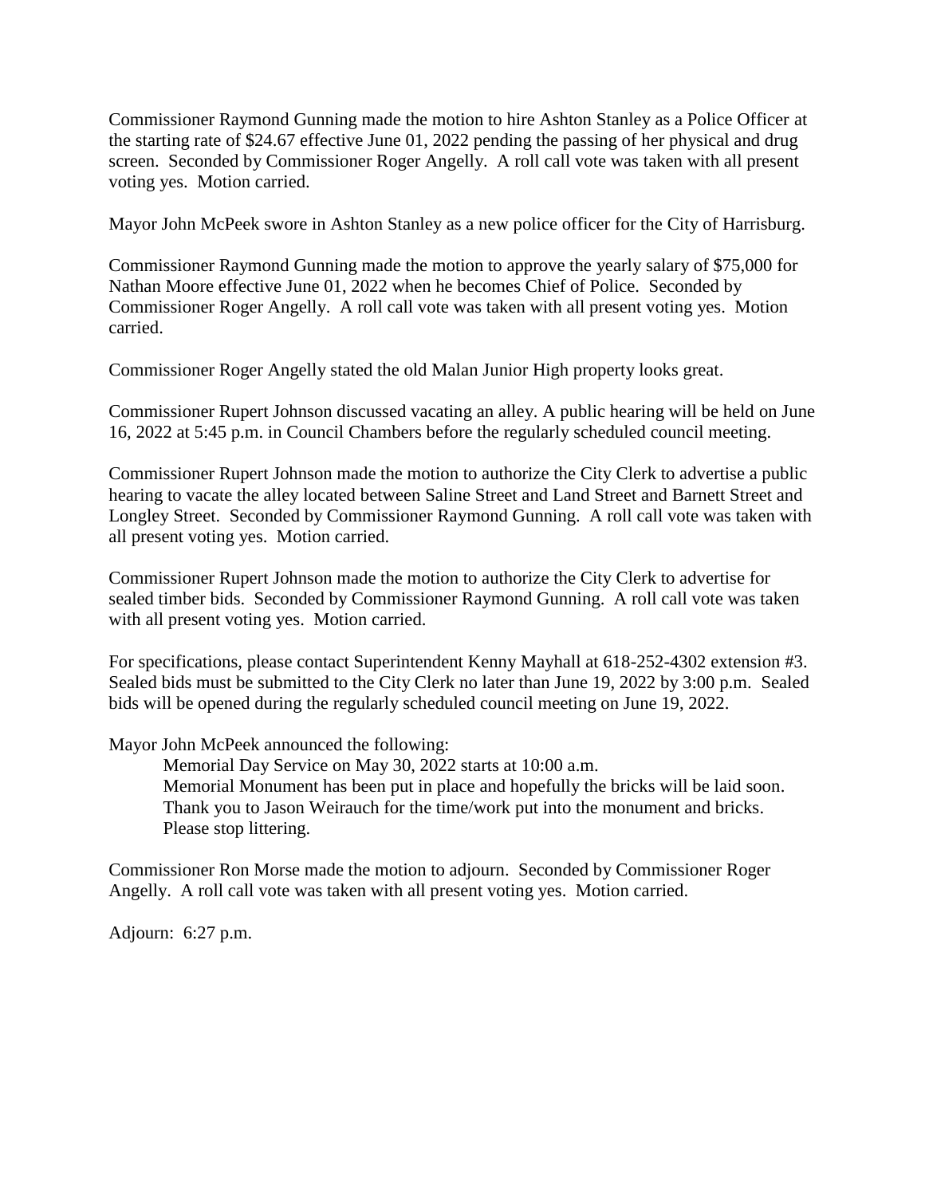Commissioner Raymond Gunning made the motion to hire Ashton Stanley as a Police Officer at the starting rate of $24.67 effective June 01, 2022 pending the passing of her physical and drug screen. Seconded by Commissioner Roger Angelly. A roll call vote was taken with all present voting yes. Motion carried.

Mayor John McPeek swore in Ashton Stanley as a new police officer for the City of Harrisburg.

Commissioner Raymond Gunning made the motion to approve the yearly salary of $75,000 for Nathan Moore effective June 01, 2022 when he becomes Chief of Police. Seconded by Commissioner Roger Angelly. A roll call vote was taken with all present voting yes. Motion carried.

Commissioner Roger Angelly stated the old Malan Junior High property looks great.

Commissioner Rupert Johnson discussed vacating an alley. A public hearing will be held on June 16, 2022 at 5:45 p.m. in Council Chambers before the regularly scheduled council meeting.

Commissioner Rupert Johnson made the motion to authorize the City Clerk to advertise a public hearing to vacate the alley located between Saline Street and Land Street and Barnett Street and Longley Street. Seconded by Commissioner Raymond Gunning. A roll call vote was taken with all present voting yes. Motion carried.

Commissioner Rupert Johnson made the motion to authorize the City Clerk to advertise for sealed timber bids. Seconded by Commissioner Raymond Gunning. A roll call vote was taken with all present voting yes. Motion carried.

For specifications, please contact Superintendent Kenny Mayhall at 618-252-4302 extension #3. Sealed bids must be submitted to the City Clerk no later than June 19, 2022 by 3:00 p.m. Sealed bids will be opened during the regularly scheduled council meeting on June 19, 2022.

Mayor John McPeek announced the following:

Memorial Day Service on May 30, 2022 starts at 10:00 a.m.
Memorial Monument has been put in place and hopefully the bricks will be laid soon.
Thank you to Jason Weirauch for the time/work put into the monument and bricks.
Please stop littering.

Commissioner Ron Morse made the motion to adjourn. Seconded by Commissioner Roger Angelly. A roll call vote was taken with all present voting yes. Motion carried.

Adjourn: 6:27 p.m.